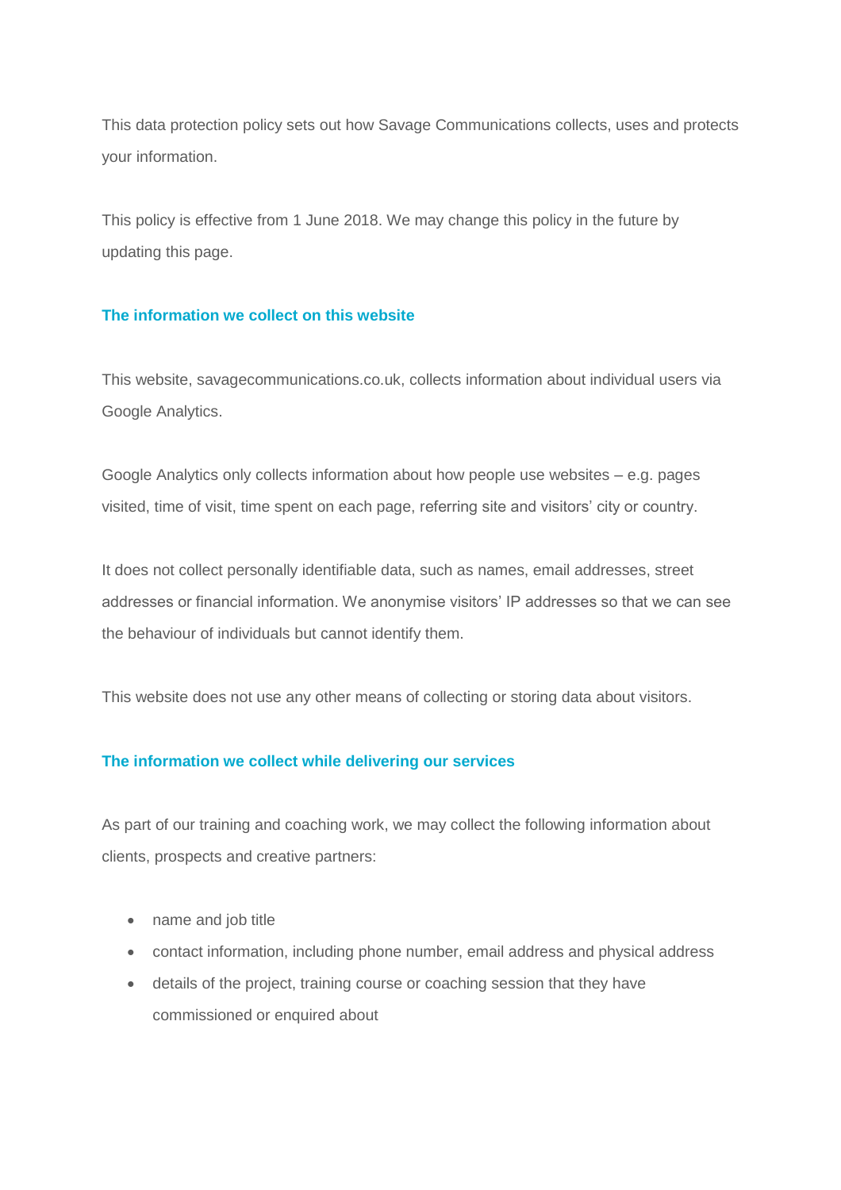This data protection policy sets out how Savage Communications collects, uses and protects your information.

This policy is effective from 1 June 2018. We may change this policy in the future by updating this page.

## The information we collect on this website

This website, savagecommunications.co.uk, collects information about individual users via Google Analytics.

Google Analytics only collects information about how people use websites – e.g. pages visited, time of visit, time spent on each page, referring site and visitors' city or country.

It does not collect personally identifiable data, such as names, email addresses, street addresses or financial information. We anonymise visitors' IP addresses so that we can see the behaviour of individuals but cannot identify them.

This website does not use any other means of collecting or storing data about visitors.

## The information we collect while delivering our services

As part of our training and coaching work, we may collect the following information about clients, prospects and creative partners:

- name and job title
- contact information, including phone number, email address and physical address
- details of the project, training course or coaching session that they have commissioned or enquired about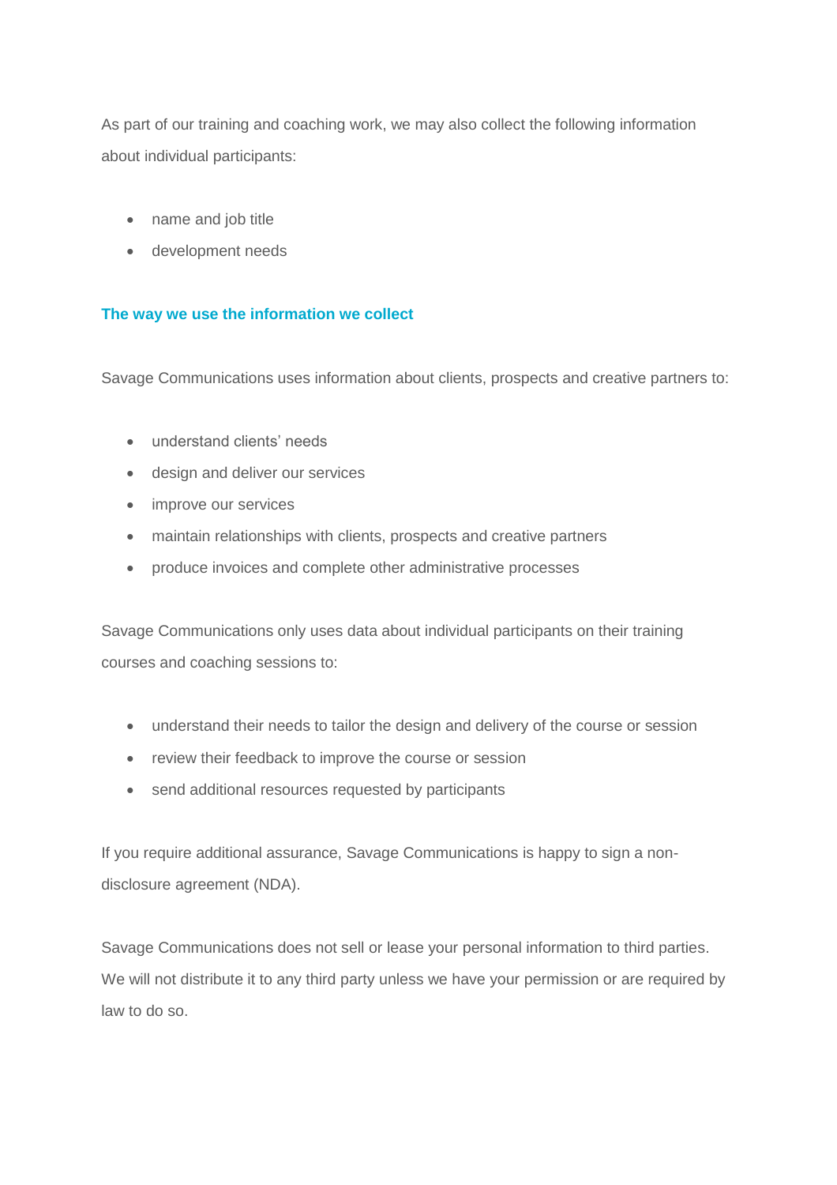As part of our training and coaching work, we may also collect the following information about individual participants:

- name and job title
- development needs

### The way we use the information we collect

Savage Communications uses information about clients, prospects and creative partners to:

- understand clients' needs
- design and deliver our services
- improve our services
- maintain relationships with clients, prospects and creative partners
- produce invoices and complete other administrative processes

Savage Communications only uses data about individual participants on their training courses and coaching sessions to:

- understand their needs to tailor the design and delivery of the course or session
- review their feedback to improve the course or session
- send additional resources requested by participants

If you require additional assurance, Savage Communications is happy to sign a non-disclosure agreement (NDA).

Savage Communications does not sell or lease your personal information to third parties. We will not distribute it to any third party unless we have your permission or are required by law to do so.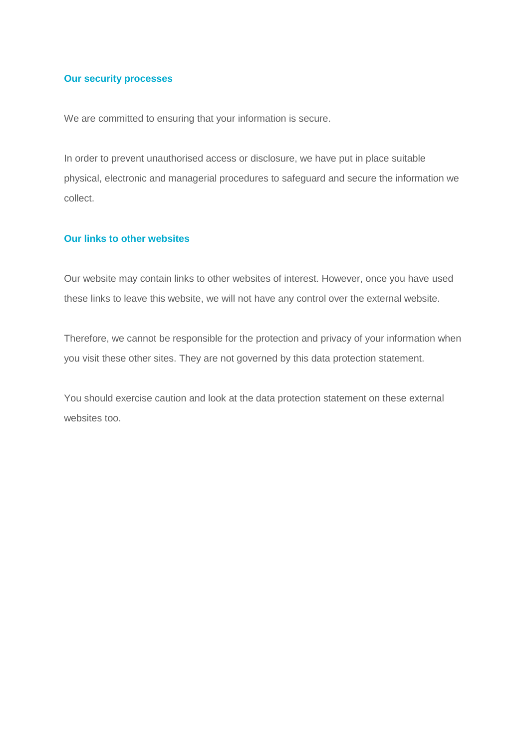## Our security processes

We are committed to ensuring that your information is secure.

In order to prevent unauthorised access or disclosure, we have put in place suitable physical, electronic and managerial procedures to safeguard and secure the information we collect.

## Our links to other websites

Our website may contain links to other websites of interest. However, once you have used these links to leave this website, we will not have any control over the external website.

Therefore, we cannot be responsible for the protection and privacy of your information when you visit these other sites. They are not governed by this data protection statement.

You should exercise caution and look at the data protection statement on these external websites too.